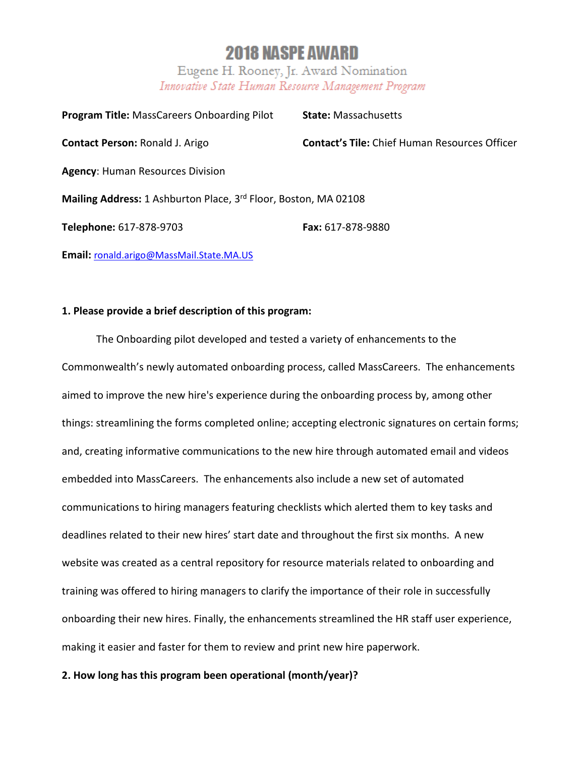# 2018 NASPE AWARD

## Eugene H. Rooney, Jr. Award Nomination

*Innovative State Human Resource Management Program*

**Program Title:** MassCareers Onboarding Pilot

**State:** Massachusetts

**Contact Person:** Ronald J. Arigo

**Contact's Tile:** Chief Human Resources Officer

**Agency**: Human Resources Division

**Mailing Address:** 1 Ashburton Place, 3rd Floor, Boston, MA 02108

**Telephone:** 617-878-9703

**Fax:** 617-878-9880

**Email:** ronald.arigo@MassMail.State.MA.US

**1. Please provide a brief description of this program:**

The Onboarding pilot developed and tested a variety of enhancements to the Commonwealth's newly automated onboarding process, called MassCareers. The enhancements aimed to improve the new hire's experience during the onboarding process by, among other things: streamlining the forms completed online; accepting electronic signatures on certain forms; and, creating informative communications to the new hire through automated email and videos embedded into MassCareers. The enhancements also include a new set of automated communications to hiring managers featuring checklists which alerted them to key tasks and deadlines related to their new hires' start date and throughout the first six months. A new website was created as a central repository for resource materials related to onboarding and training was offered to hiring managers to clarify the importance of their role in successfully onboarding their new hires. Finally, the enhancements streamlined the HR staff user experience, making it easier and faster for them to review and print new hire paperwork.

**2. How long has this program been operational (month/year)?**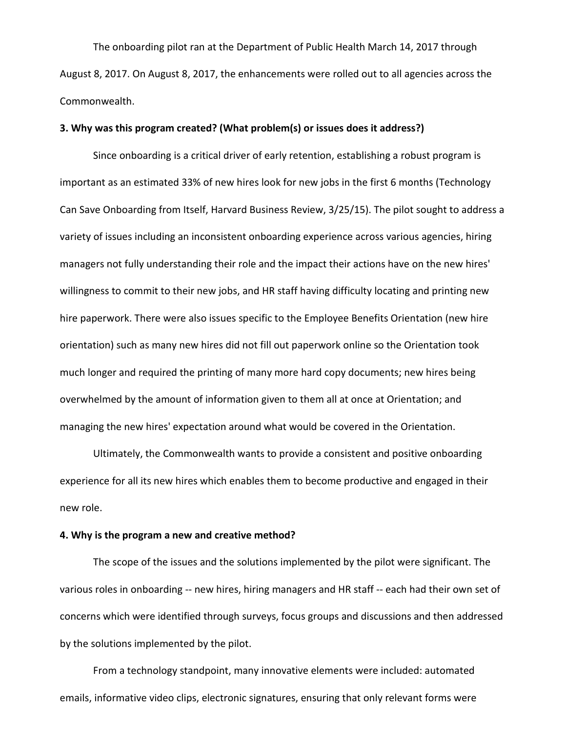The onboarding pilot ran at the Department of Public Health March 14, 2017 through August 8, 2017. On August 8, 2017, the enhancements were rolled out to all agencies across the Commonwealth.

**3. Why was this program created? (What problem(s) or issues does it address?)**

Since onboarding is a critical driver of early retention, establishing a robust program is important as an estimated 33% of new hires look for new jobs in the first 6 months (Technology Can Save Onboarding from Itself, Harvard Business Review, 3/25/15). The pilot sought to address a variety of issues including an inconsistent onboarding experience across various agencies, hiring managers not fully understanding their role and the impact their actions have on the new hires' willingness to commit to their new jobs, and HR staff having difficulty locating and printing new hire paperwork. There were also issues specific to the Employee Benefits Orientation (new hire orientation) such as many new hires did not fill out paperwork online so the Orientation took much longer and required the printing of many more hard copy documents; new hires being overwhelmed by the amount of information given to them all at once at Orientation; and managing the new hires' expectation around what would be covered in the Orientation.

Ultimately, the Commonwealth wants to provide a consistent and positive onboarding experience for all its new hires which enables them to become productive and engaged in their new role.

**4. Why is the program a new and creative method?**

The scope of the issues and the solutions implemented by the pilot were significant. The various roles in onboarding -- new hires, hiring managers and HR staff -- each had their own set of concerns which were identified through surveys, focus groups and discussions and then addressed by the solutions implemented by the pilot.

From a technology standpoint, many innovative elements were included: automated emails, informative video clips, electronic signatures, ensuring that only relevant forms were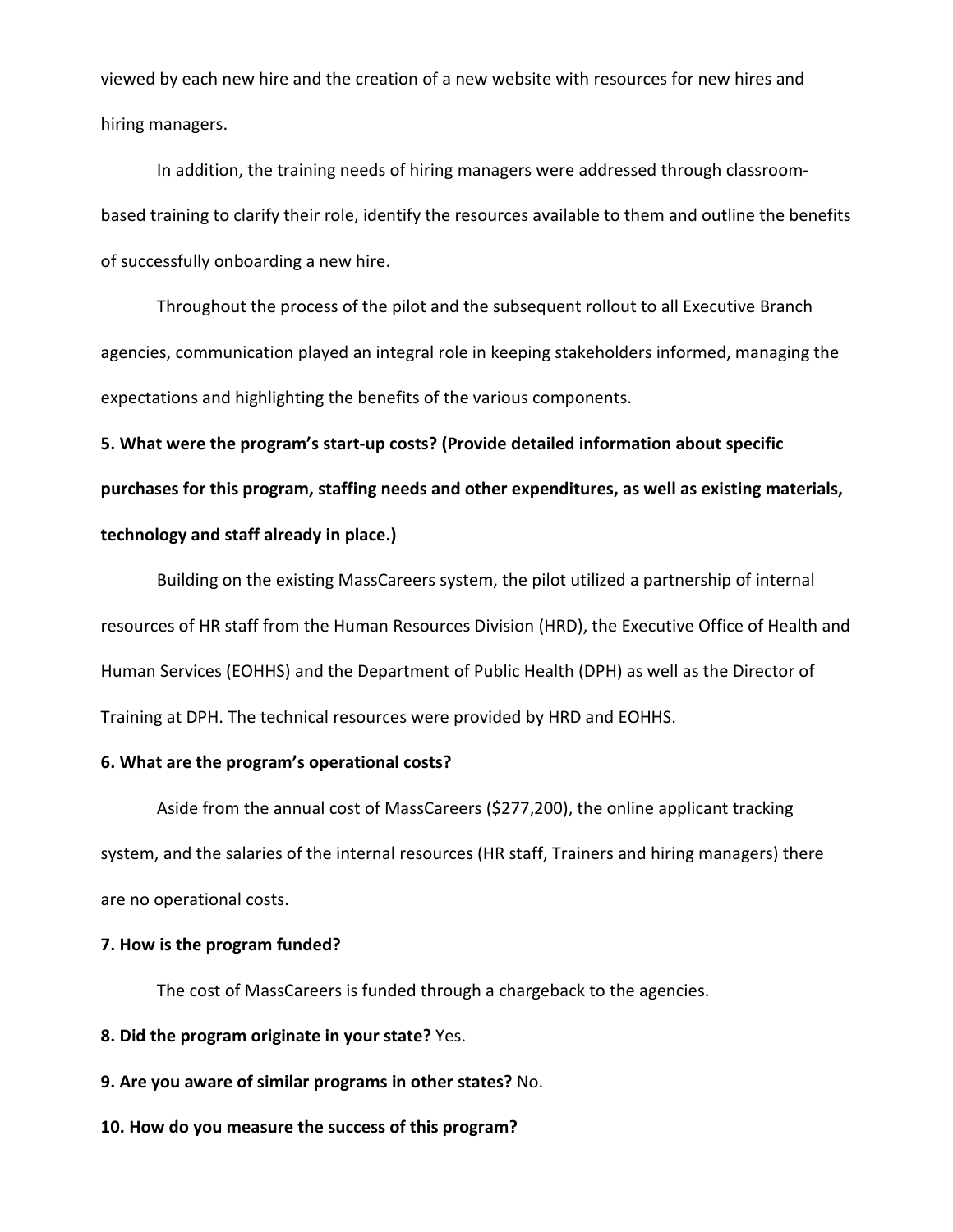viewed by each new hire and the creation of a new website with resources for new hires and hiring managers.

In addition, the training needs of hiring managers were addressed through classroom-based training to clarify their role, identify the resources available to them and outline the benefits of successfully onboarding a new hire.

Throughout the process of the pilot and the subsequent rollout to all Executive Branch agencies, communication played an integral role in keeping stakeholders informed, managing the expectations and highlighting the benefits of the various components.

**5. What were the program's start-up costs? (Provide detailed information about specific purchases for this program, staffing needs and other expenditures, as well as existing materials, technology and staff already in place.)**

Building on the existing MassCareers system, the pilot utilized a partnership of internal resources of HR staff from the Human Resources Division (HRD), the Executive Office of Health and Human Services (EOHHS) and the Department of Public Health (DPH) as well as the Director of Training at DPH. The technical resources were provided by HRD and EOHHS.

**6. What are the program's operational costs?**

Aside from the annual cost of MassCareers ($277,200), the online applicant tracking system, and the salaries of the internal resources (HR staff, Trainers and hiring managers) there are no operational costs.

**7. How is the program funded?**

The cost of MassCareers is funded through a chargeback to the agencies.

**8. Did the program originate in your state?** Yes.

**9. Are you aware of similar programs in other states?** No.

**10. How do you measure the success of this program?**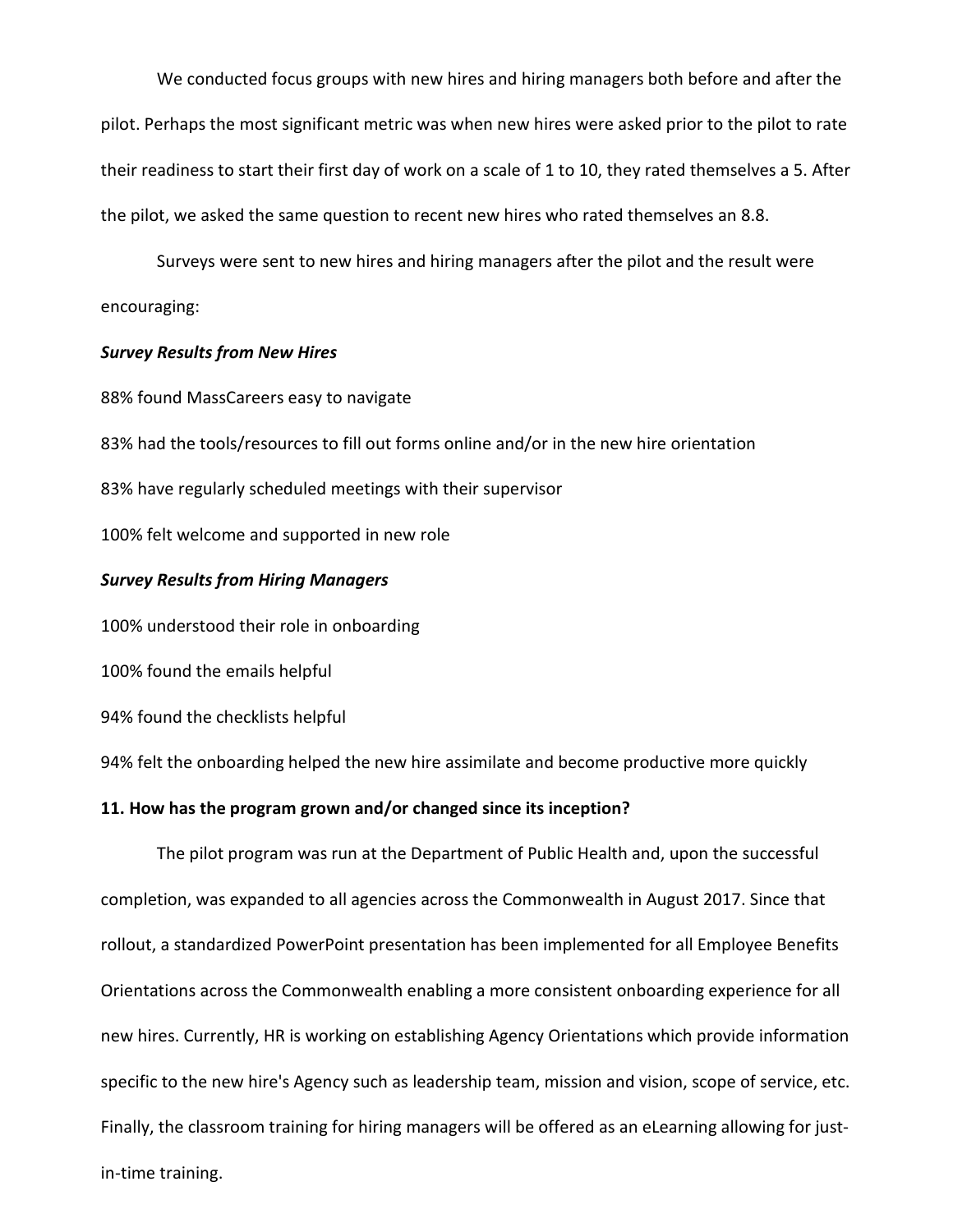We conducted focus groups with new hires and hiring managers both before and after the pilot. Perhaps the most significant metric was when new hires were asked prior to the pilot to rate their readiness to start their first day of work on a scale of 1 to 10, they rated themselves a 5. After the pilot, we asked the same question to recent new hires who rated themselves an 8.8.

Surveys were sent to new hires and hiring managers after the pilot and the result were encouraging:

***Survey Results from New Hires***

88% found MassCareers easy to navigate

83% had the tools/resources to fill out forms online and/or in the new hire orientation

83% have regularly scheduled meetings with their supervisor

100% felt welcome and supported in new role

***Survey Results from Hiring Managers***

100% understood their role in onboarding

100% found the emails helpful

94% found the checklists helpful

94% felt the onboarding helped the new hire assimilate and become productive more quickly

**11. How has the program grown and/or changed since its inception?**

The pilot program was run at the Department of Public Health and, upon the successful completion, was expanded to all agencies across the Commonwealth in August 2017. Since that rollout, a standardized PowerPoint presentation has been implemented for all Employee Benefits Orientations across the Commonwealth enabling a more consistent onboarding experience for all new hires. Currently, HR is working on establishing Agency Orientations which provide information specific to the new hire's Agency such as leadership team, mission and vision, scope of service, etc. Finally, the classroom training for hiring managers will be offered as an eLearning allowing for just-in-time training.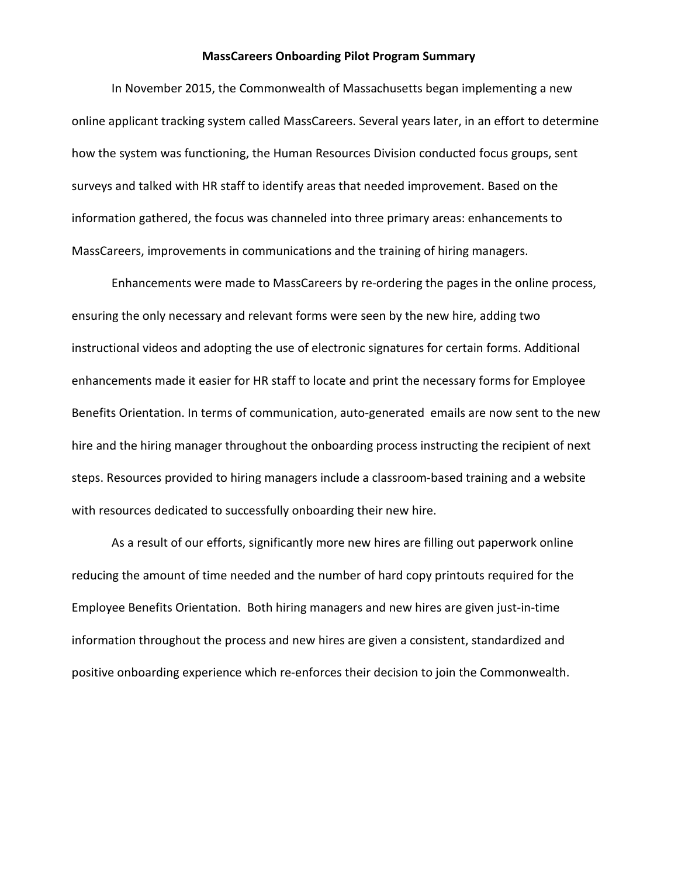**MassCareers Onboarding Pilot Program Summary**

In November 2015, the Commonwealth of Massachusetts began implementing a new online applicant tracking system called MassCareers. Several years later, in an effort to determine how the system was functioning, the Human Resources Division conducted focus groups, sent surveys and talked with HR staff to identify areas that needed improvement. Based on the information gathered, the focus was channeled into three primary areas: enhancements to MassCareers, improvements in communications and the training of hiring managers.

Enhancements were made to MassCareers by re-ordering the pages in the online process, ensuring the only necessary and relevant forms were seen by the new hire, adding two instructional videos and adopting the use of electronic signatures for certain forms. Additional enhancements made it easier for HR staff to locate and print the necessary forms for Employee Benefits Orientation. In terms of communication, auto-generated emails are now sent to the new hire and the hiring manager throughout the onboarding process instructing the recipient of next steps. Resources provided to hiring managers include a classroom-based training and a website with resources dedicated to successfully onboarding their new hire.

As a result of our efforts, significantly more new hires are filling out paperwork online reducing the amount of time needed and the number of hard copy printouts required for the Employee Benefits Orientation. Both hiring managers and new hires are given just-in-time information throughout the process and new hires are given a consistent, standardized and positive onboarding experience which re-enforces their decision to join the Commonwealth.